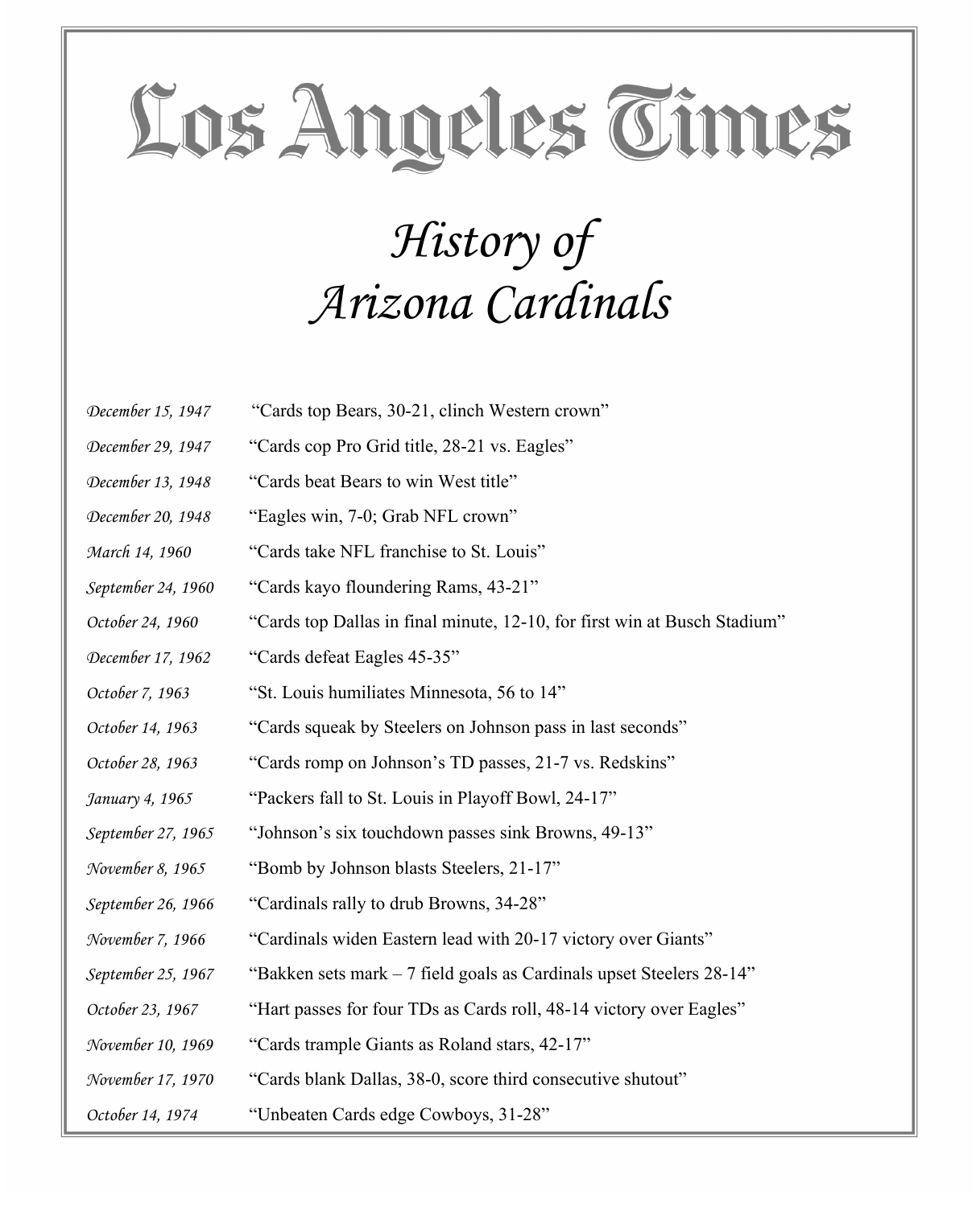# Los Angeles Times

## *History of Arizona Cardinals*

| | |
|---|---|
| *December 15, 1947* | "Cards top Bears, 30-21, clinch Western crown" |
| *December 29, 1947* | "Cards cop Pro Grid title, 28-21 vs. Eagles" |
| *December 13, 1948* | "Cards beat Bears to win West title" |
| *December 20, 1948* | "Eagles win, 7-0; Grab NFL crown" |
| *March 14, 1960* | "Cards take NFL franchise to St. Louis" |
| *September 24, 1960* | "Cards kayo floundering Rams, 43-21" |
| *October 24, 1960* | "Cards top Dallas in final minute, 12-10, for first win at Busch Stadium" |
| *December 17, 1962* | "Cards defeat Eagles 45-35" |
| *October 7, 1963* | "St. Louis humiliates Minnesota, 56 to 14" |
| *October 14, 1963* | "Cards squeak by Steelers on Johnson pass in last seconds" |
| *October 28, 1963* | "Cards romp on Johnson's TD passes, 21-7 vs. Redskins" |
| *January 4, 1965* | "Packers fall to St. Louis in Playoff Bowl, 24-17" |
| *September 27, 1965* | "Johnson's six touchdown passes sink Browns, 49-13" |
| *November 8, 1965* | "Bomb by Johnson blasts Steelers, 21-17" |
| *September 26, 1966* | "Cardinals rally to drub Browns, 34-28" |
| *November 7, 1966* | "Cardinals widen Eastern lead with 20-17 victory over Giants" |
| *September 25, 1967* | "Bakken sets mark – 7 field goals as Cardinals upset Steelers 28-14" |
| *October 23, 1967* | "Hart passes for four TDs as Cards roll, 48-14 victory over Eagles" |
| *November 10, 1969* | "Cards trample Giants as Roland stars, 42-17" |
| *November 17, 1970* | "Cards blank Dallas, 38-0, score third consecutive shutout" |
| *October 14, 1974* | "Unbeaten Cards edge Cowboys, 31-28" |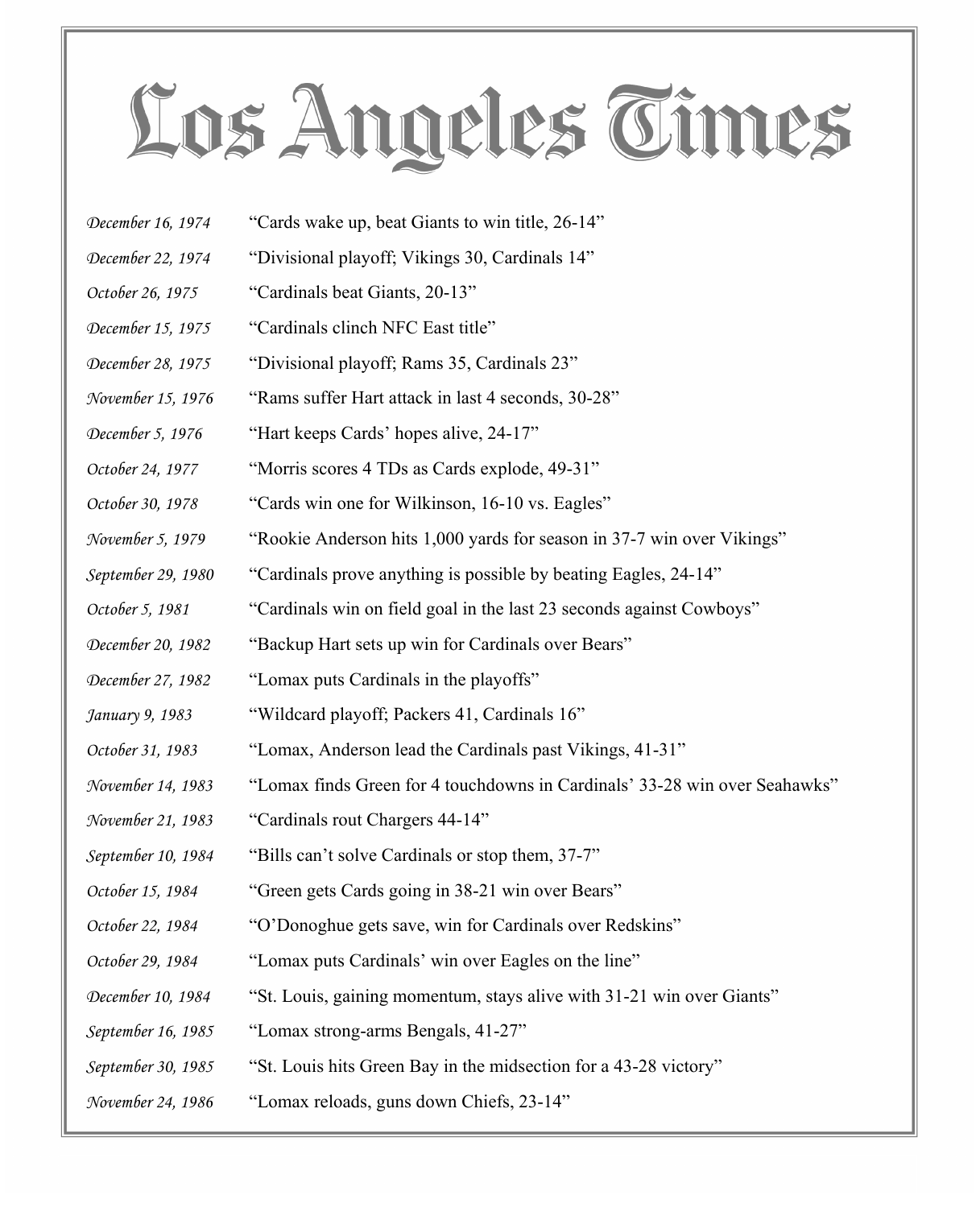# Los Angeles Times

| | |
|---|---|
| *December 16, 1974* | "Cards wake up, beat Giants to win title, 26-14" |
| *December 22, 1974* | "Divisional playoff; Vikings 30, Cardinals 14" |
| *October 26, 1975* | "Cardinals beat Giants, 20-13" |
| *December 15, 1975* | "Cardinals clinch NFC East title" |
| *December 28, 1975* | "Divisional playoff; Rams 35, Cardinals 23" |
| *November 15, 1976* | "Rams suffer Hart attack in last 4 seconds, 30-28" |
| *December 5, 1976* | "Hart keeps Cards' hopes alive, 24-17" |
| *October 24, 1977* | "Morris scores 4 TDs as Cards explode, 49-31" |
| *October 30, 1978* | "Cards win one for Wilkinson, 16-10 vs. Eagles" |
| *November 5, 1979* | "Rookie Anderson hits 1,000 yards for season in 37-7 win over Vikings" |
| *September 29, 1980* | "Cardinals prove anything is possible by beating Eagles, 24-14" |
| *October 5, 1981* | "Cardinals win on field goal in the last 23 seconds against Cowboys" |
| *December 20, 1982* | "Backup Hart sets up win for Cardinals over Bears" |
| *December 27, 1982* | "Lomax puts Cardinals in the playoffs" |
| *January 9, 1983* | "Wildcard playoff; Packers 41, Cardinals 16" |
| *October 31, 1983* | "Lomax, Anderson lead the Cardinals past Vikings, 41-31" |
| *November 14, 1983* | "Lomax finds Green for 4 touchdowns in Cardinals' 33-28 win over Seahawks" |
| *November 21, 1983* | "Cardinals rout Chargers 44-14" |
| *September 10, 1984* | "Bills can't solve Cardinals or stop them, 37-7" |
| *October 15, 1984* | "Green gets Cards going in 38-21 win over Bears" |
| *October 22, 1984* | "O'Donoghue gets save, win for Cardinals over Redskins" |
| *October 29, 1984* | "Lomax puts Cardinals' win over Eagles on the line" |
| *December 10, 1984* | "St. Louis, gaining momentum, stays alive with 31-21 win over Giants" |
| *September 16, 1985* | "Lomax strong-arms Bengals, 41-27" |
| *September 30, 1985* | "St. Louis hits Green Bay in the midsection for a 43-28 victory" |
| *November 24, 1986* | "Lomax reloads, guns down Chiefs, 23-14" |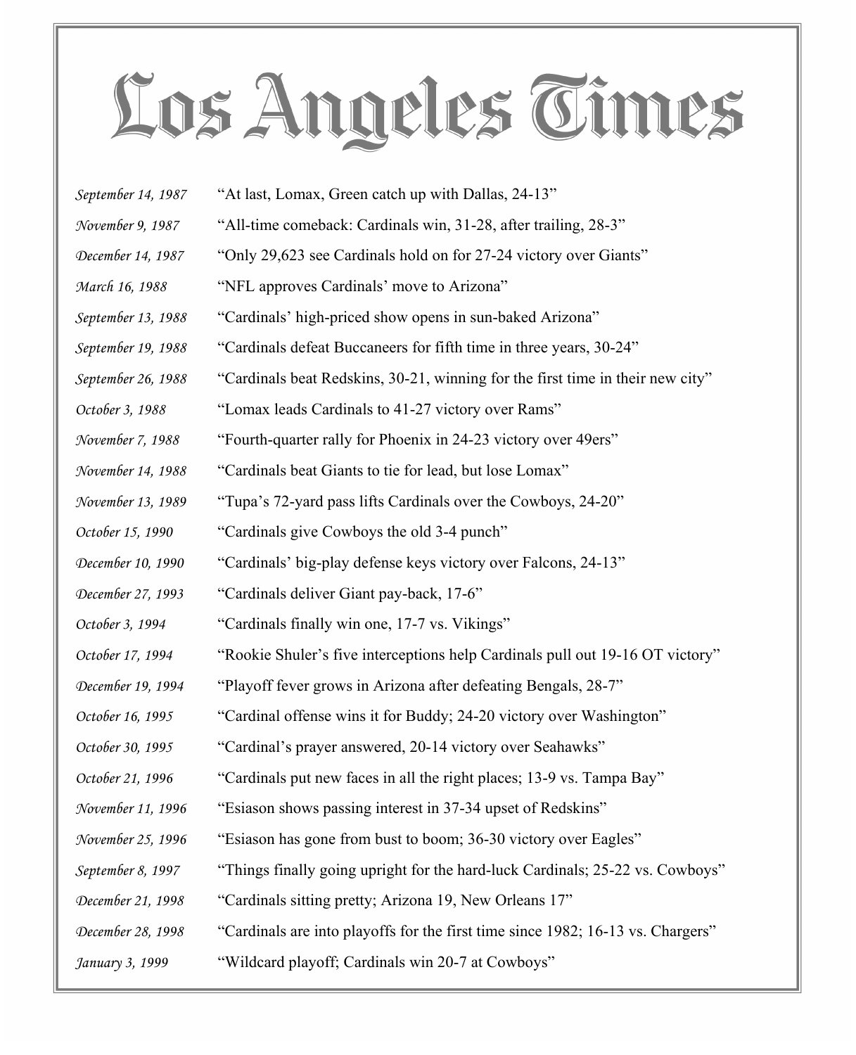# Los Angeles Times

| | |
|---|---|
| *September 14, 1987* | "At last, Lomax, Green catch up with Dallas, 24-13" |
| *November 9, 1987* | "All-time comeback: Cardinals win, 31-28, after trailing, 28-3" |
| *December 14, 1987* | "Only 29,623 see Cardinals hold on for 27-24 victory over Giants" |
| *March 16, 1988* | "NFL approves Cardinals' move to Arizona" |
| *September 13, 1988* | "Cardinals' high-priced show opens in sun-baked Arizona" |
| *September 19, 1988* | "Cardinals defeat Buccaneers for fifth time in three years, 30-24" |
| *September 26, 1988* | "Cardinals beat Redskins, 30-21, winning for the first time in their new city" |
| *October 3, 1988* | "Lomax leads Cardinals to 41-27 victory over Rams" |
| *November 7, 1988* | "Fourth-quarter rally for Phoenix in 24-23 victory over 49ers" |
| *November 14, 1988* | "Cardinals beat Giants to tie for lead, but lose Lomax" |
| *November 13, 1989* | "Tupa's 72-yard pass lifts Cardinals over the Cowboys, 24-20" |
| *October 15, 1990* | "Cardinals give Cowboys the old 3-4 punch" |
| *December 10, 1990* | "Cardinals' big-play defense keys victory over Falcons, 24-13" |
| *December 27, 1993* | "Cardinals deliver Giant pay-back, 17-6" |
| *October 3, 1994* | "Cardinals finally win one, 17-7 vs. Vikings" |
| *October 17, 1994* | "Rookie Shuler's five interceptions help Cardinals pull out 19-16 OT victory" |
| *December 19, 1994* | "Playoff fever grows in Arizona after defeating Bengals, 28-7" |
| *October 16, 1995* | "Cardinal offense wins it for Buddy; 24-20 victory over Washington" |
| *October 30, 1995* | "Cardinal's prayer answered, 20-14 victory over Seahawks" |
| *October 21, 1996* | "Cardinals put new faces in all the right places; 13-9 vs. Tampa Bay" |
| *November 11, 1996* | "Esiason shows passing interest in 37-34 upset of Redskins" |
| *November 25, 1996* | "Esiason has gone from bust to boom; 36-30 victory over Eagles" |
| *September 8, 1997* | "Things finally going upright for the hard-luck Cardinals; 25-22 vs. Cowboys" |
| *December 21, 1998* | "Cardinals sitting pretty; Arizona 19, New Orleans 17" |
| *December 28, 1998* | "Cardinals are into playoffs for the first time since 1982; 16-13 vs. Chargers" |
| *January 3, 1999* | "Wildcard playoff; Cardinals win 20-7 at Cowboys" |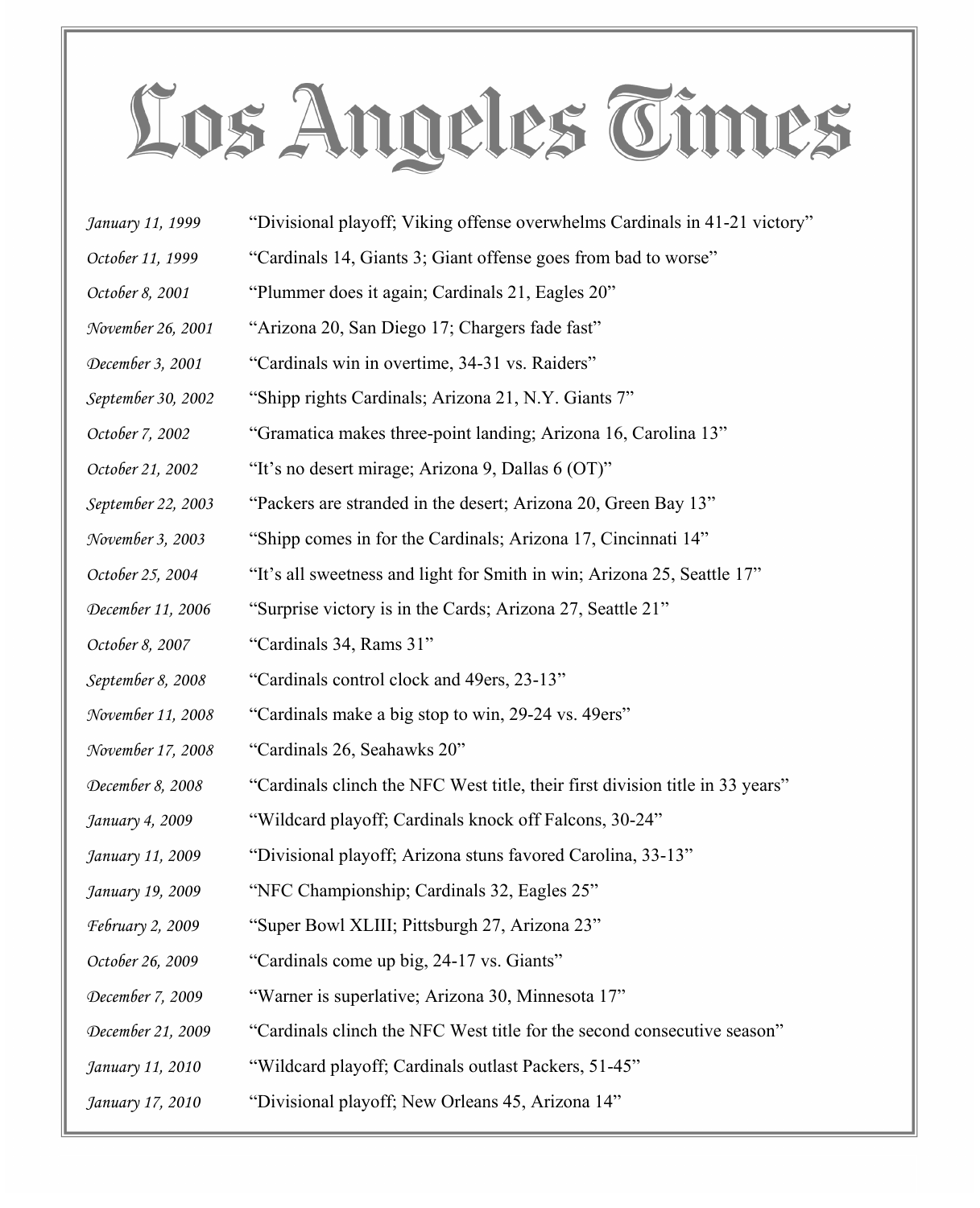# Los Angeles Times

| | |
|---|---|
| *January 11, 1999* | "Divisional playoff; Viking offense overwhelms Cardinals in 41-21 victory" |
| *October 11, 1999* | "Cardinals 14, Giants 3; Giant offense goes from bad to worse" |
| *October 8, 2001* | "Plummer does it again; Cardinals 21, Eagles 20" |
| *November 26, 2001* | "Arizona 20, San Diego 17; Chargers fade fast" |
| *December 3, 2001* | "Cardinals win in overtime, 34-31 vs. Raiders" |
| *September 30, 2002* | "Shipp rights Cardinals; Arizona 21, N.Y. Giants 7" |
| *October 7, 2002* | "Gramatica makes three-point landing; Arizona 16, Carolina 13" |
| *October 21, 2002* | "It's no desert mirage; Arizona 9, Dallas 6 (OT)" |
| *September 22, 2003* | "Packers are stranded in the desert; Arizona 20, Green Bay 13" |
| *November 3, 2003* | "Shipp comes in for the Cardinals; Arizona 17, Cincinnati 14" |
| *October 25, 2004* | "It's all sweetness and light for Smith in win; Arizona 25, Seattle 17" |
| *December 11, 2006* | "Surprise victory is in the Cards; Arizona 27, Seattle 21" |
| *October 8, 2007* | "Cardinals 34, Rams 31" |
| *September 8, 2008* | "Cardinals control clock and 49ers, 23-13" |
| *November 11, 2008* | "Cardinals make a big stop to win, 29-24 vs. 49ers" |
| *November 17, 2008* | "Cardinals 26, Seahawks 20" |
| *December 8, 2008* | "Cardinals clinch the NFC West title, their first division title in 33 years" |
| *January 4, 2009* | "Wildcard playoff; Cardinals knock off Falcons, 30-24" |
| *January 11, 2009* | "Divisional playoff; Arizona stuns favored Carolina, 33-13" |
| *January 19, 2009* | "NFC Championship; Cardinals 32, Eagles 25" |
| *February 2, 2009* | "Super Bowl XLIII; Pittsburgh 27, Arizona 23" |
| *October 26, 2009* | "Cardinals come up big, 24-17 vs. Giants" |
| *December 7, 2009* | "Warner is superlative; Arizona 30, Minnesota 17" |
| *December 21, 2009* | "Cardinals clinch the NFC West title for the second consecutive season" |
| *January 11, 2010* | "Wildcard playoff; Cardinals outlast Packers, 51-45" |
| *January 17, 2010* | "Divisional playoff; New Orleans 45, Arizona 14" |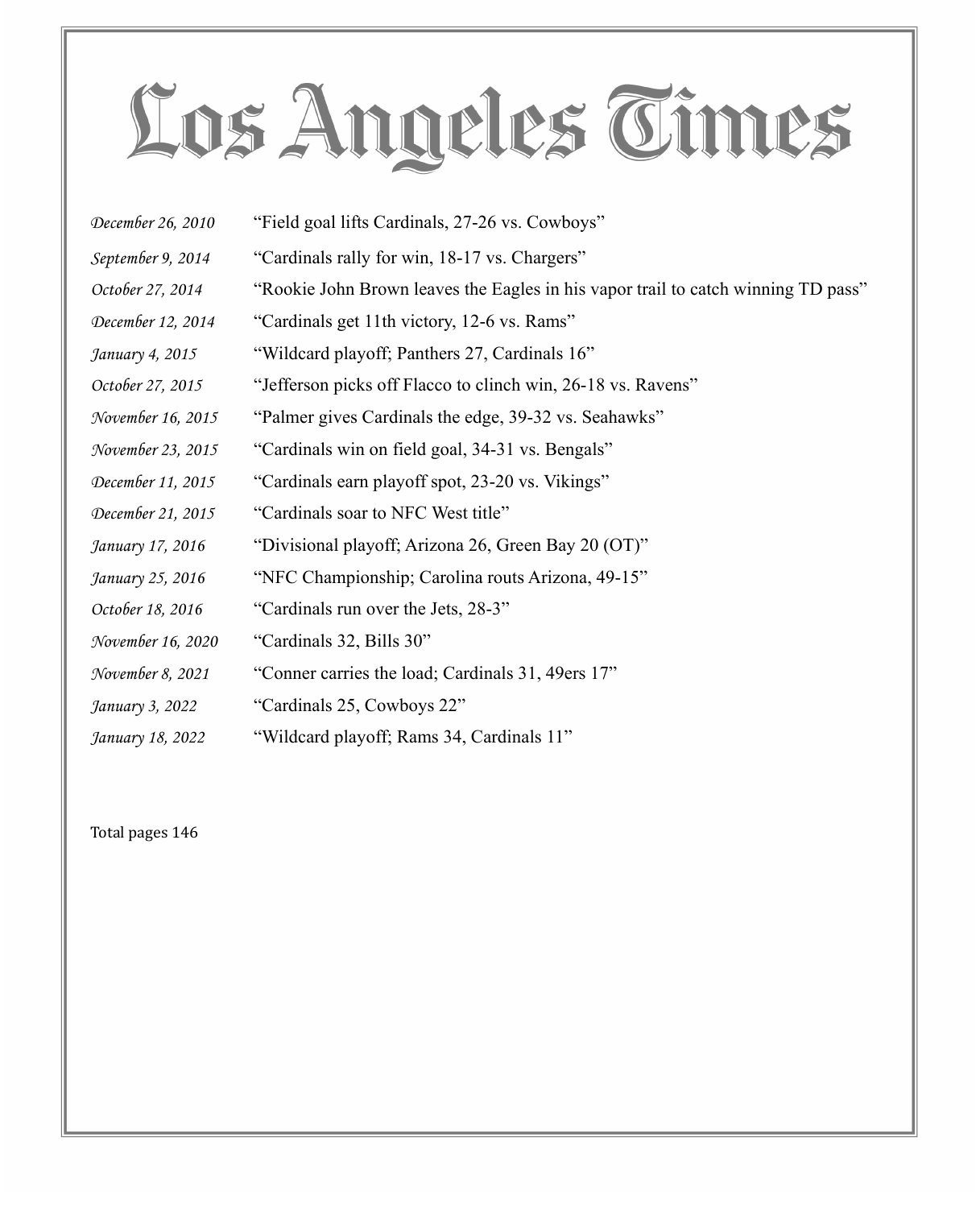# Los Angeles Times

| | |
|---|---|
| *December 26, 2010* | "Field goal lifts Cardinals, 27-26 vs. Cowboys" |
| *September 9, 2014* | "Cardinals rally for win, 18-17 vs. Chargers" |
| *October 27, 2014* | "Rookie John Brown leaves the Eagles in his vapor trail to catch winning TD pass" |
| *December 12, 2014* | "Cardinals get 11th victory, 12-6 vs. Rams" |
| *January 4, 2015* | "Wildcard playoff; Panthers 27, Cardinals 16" |
| *October 27, 2015* | "Jefferson picks off Flacco to clinch win, 26-18 vs. Ravens" |
| *November 16, 2015* | "Palmer gives Cardinals the edge, 39-32 vs. Seahawks" |
| *November 23, 2015* | "Cardinals win on field goal, 34-31 vs. Bengals" |
| *December 11, 2015* | "Cardinals earn playoff spot, 23-20 vs. Vikings" |
| *December 21, 2015* | "Cardinals soar to NFC West title" |
| *January 17, 2016* | "Divisional playoff; Arizona 26, Green Bay 20 (OT)" |
| *January 25, 2016* | "NFC Championship; Carolina routs Arizona, 49-15" |
| *October 18, 2016* | "Cardinals run over the Jets, 28-3" |
| *November 16, 2020* | "Cardinals 32, Bills 30" |
| *November 8, 2021* | "Conner carries the load; Cardinals 31, 49ers 17" |
| *January 3, 2022* | "Cardinals 25, Cowboys 22" |
| *January 18, 2022* | "Wildcard playoff; Rams 34, Cardinals 11" |

Total pages 146